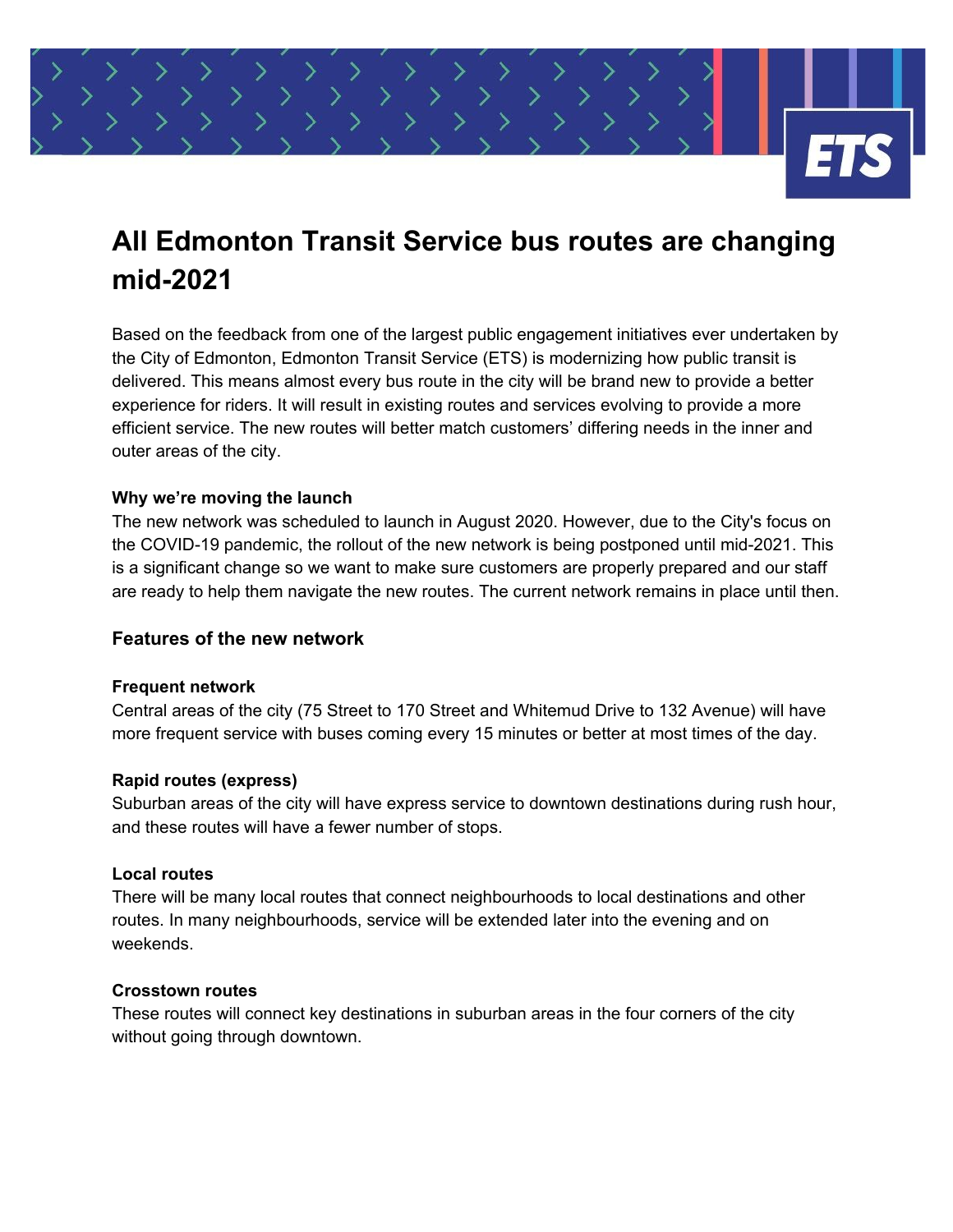# All Edmonton Transit Service bus routes are changing mid-2021

Based on the feedback from one of the largest public engagement initiatives ever undertaken by the City of Edmonton, Edmonton Transit Service (ETS) is modernizing how public transit is delivered. This means almost every bus route in the city will be brand new to provide a better experience for riders. It will result in existing routes and services evolving to provide a more efficient service. The new routes will better match customers' differing needs in the inner and outer areas of the city.

**Why we're moving the launch**

The new network was scheduled to launch in August 2020. However, due to the City's focus on the COVID-19 pandemic, the rollout of the new network is being postponed until mid-2021. This is a significant change so we want to make sure customers are properly prepared and our staff are ready to help them navigate the new routes. The current network remains in place until then.

## Features of the new network

**Frequent network**

Central areas of the city (75 Street to 170 Street and Whitemud Drive to 132 Avenue) will have more frequent service with buses coming every 15 minutes or better at most times of the day.

**Rapid routes (express)**

Suburban areas of the city will have express service to downtown destinations during rush hour, and these routes will have a fewer number of stops.

**Local routes**

There will be many local routes that connect neighbourhoods to local destinations and other routes. In many neighbourhoods, service will be extended later into the evening and on weekends.

**Crosstown routes**

These routes will connect key destinations in suburban areas in the four corners of the city without going through downtown.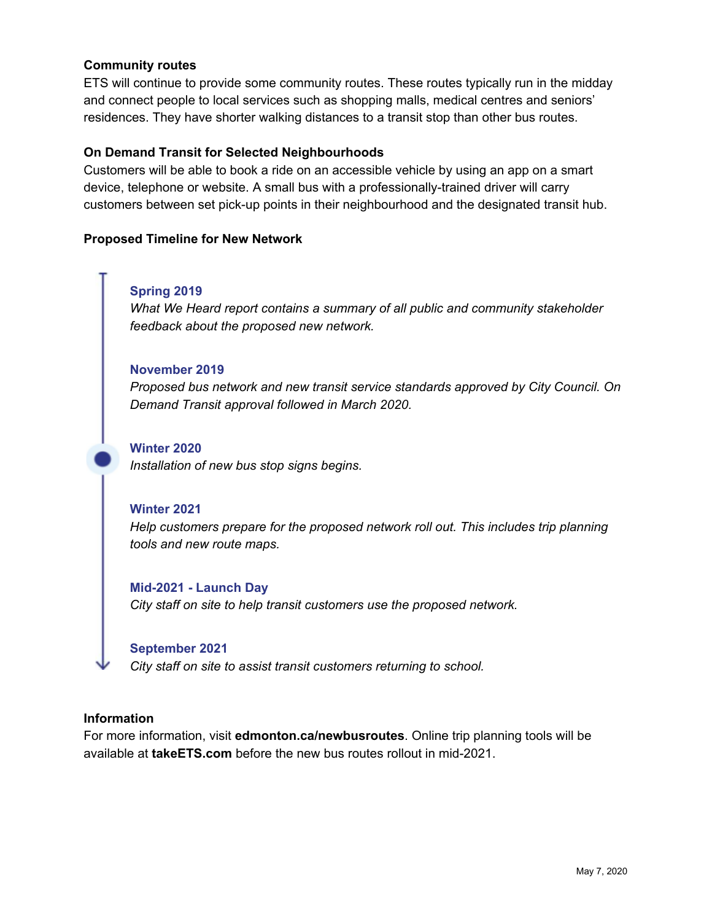**Community routes**

ETS will continue to provide some community routes. These routes typically run in the midday and connect people to local services such as shopping malls, medical centres and seniors' residences. They have shorter walking distances to a transit stop than other bus routes.

**On Demand Transit for Selected Neighbourhoods**

Customers will be able to book a ride on an accessible vehicle by using an app on a smart device, telephone or website. A small bus with a professionally-trained driver will carry customers between set pick-up points in their neighbourhood and the designated transit hub.

**Proposed Timeline for New Network**

**Spring 2019**
*What We Heard report contains a summary of all public and community stakeholder feedback about the proposed new network.*

**November 2019**
*Proposed bus network and new transit service standards approved by City Council. On Demand Transit approval followed in March 2020.*

**Winter 2020**
*Installation of new bus stop signs begins.*

**Winter 2021**
*Help customers prepare for the proposed network roll out. This includes trip planning tools and new route maps.*

**Mid-2021 - Launch Day**
*City staff on site to help transit customers use the proposed network.*

**September 2021**
*City staff on site to assist transit customers returning to school.*

**Information**

For more information, visit **edmonton.ca/newbusroutes**. Online trip planning tools will be available at **takeETS.com** before the new bus routes rollout in mid-2021.

May 7, 2020